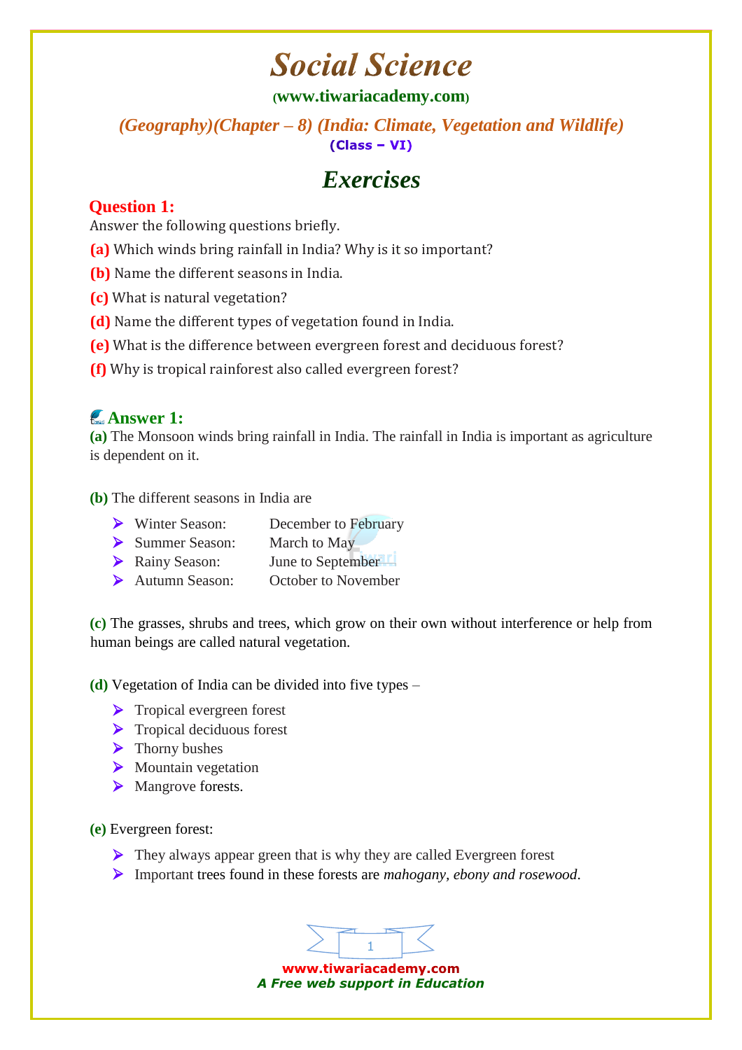# Social Science

(www.tiwariacademy.com)

*(Geography)(Chapter – 8) (India: Climate, Vegetation and Wildlife)*

**(Class – VI)**

## *Exercises*

### Question 1:

Answer the following questions briefly.

**(a)** Which winds bring rainfall in India? Why is it so important?

**(b)** Name the different seasons in India.

**(c)** What is natural vegetation?

**(d)** Name the different types of vegetation found in India.

**(e)** What is the difference between evergreen forest and deciduous forest?

**(f)** Why is tropical rainforest also called evergreen forest?

### Answer 1:

**(a)** The Monsoon winds bring rainfall in India. The rainfall in India is important as agriculture is dependent on it.

**(b)** The different seasons in India are

- Winter Season: December to February
- Summer Season: March to May
- Rainy Season: June to September
- Autumn Season: October to November

**(c)** The grasses, shrubs and trees, which grow on their own without interference or help from human beings are called natural vegetation.

**(d)** Vegetation of India can be divided into five types –

- Tropical evergreen forest
- Tropical deciduous forest
- Thorny bushes
- Mountain vegetation
- Mangrove forests.

**(e)** Evergreen forest:

- They always appear green that is why they are called Evergreen forest
- Important trees found in these forests are *mahogany, ebony and rosewood*.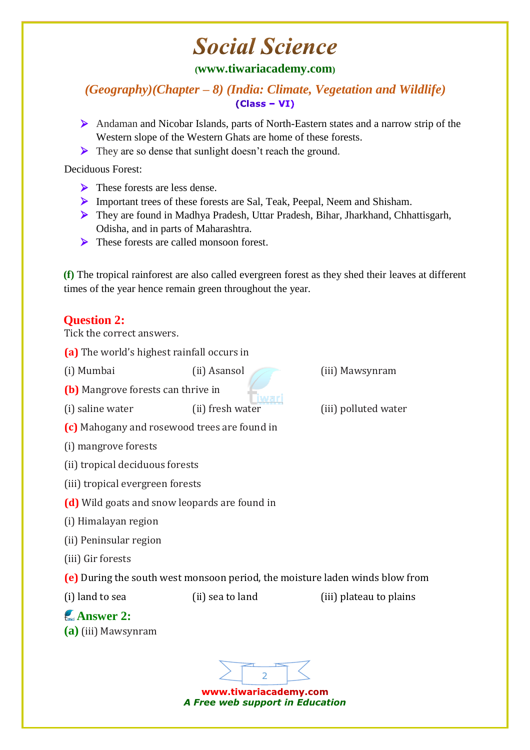- Andaman and Nicobar Islands, parts of North-Eastern states and a narrow strip of the Western slope of the Western Ghats are home of these forests.
- They are so dense that sunlight doesn't reach the ground.

Deciduous Forest:

- These forests are less dense.
- Important trees of these forests are Sal, Teak, Peepal, Neem and Shisham.
- They are found in Madhya Pradesh, Uttar Pradesh, Bihar, Jharkhand, Chhattisgarh, Odisha, and in parts of Maharashtra.
- These forests are called monsoon forest.

**(f)** The tropical rainforest are also called evergreen forest as they shed their leaves at different times of the year hence remain green throughout the year.

## Question 2:

Tick the correct answers.

**(a)** The world's highest rainfall occurs in

(i) Mumbai (ii) Asansol (iii) Mawsynram

**(b)** Mangrove forests can thrive in

(i) saline water (ii) fresh water (iii) polluted water

**(c)** Mahogany and rosewood trees are found in

(i) mangrove forests

(ii) tropical deciduous forests

(iii) tropical evergreen forests

**(d)** Wild goats and snow leopards are found in

(i) Himalayan region

(ii) Peninsular region

(iii) Gir forests

**(e)** During the south west monsoon period, the moisture laden winds blow from

(i) land to sea (ii) sea to land (iii) plateau to plains

## Answer 2:

**(a)** (iii) Mawsynram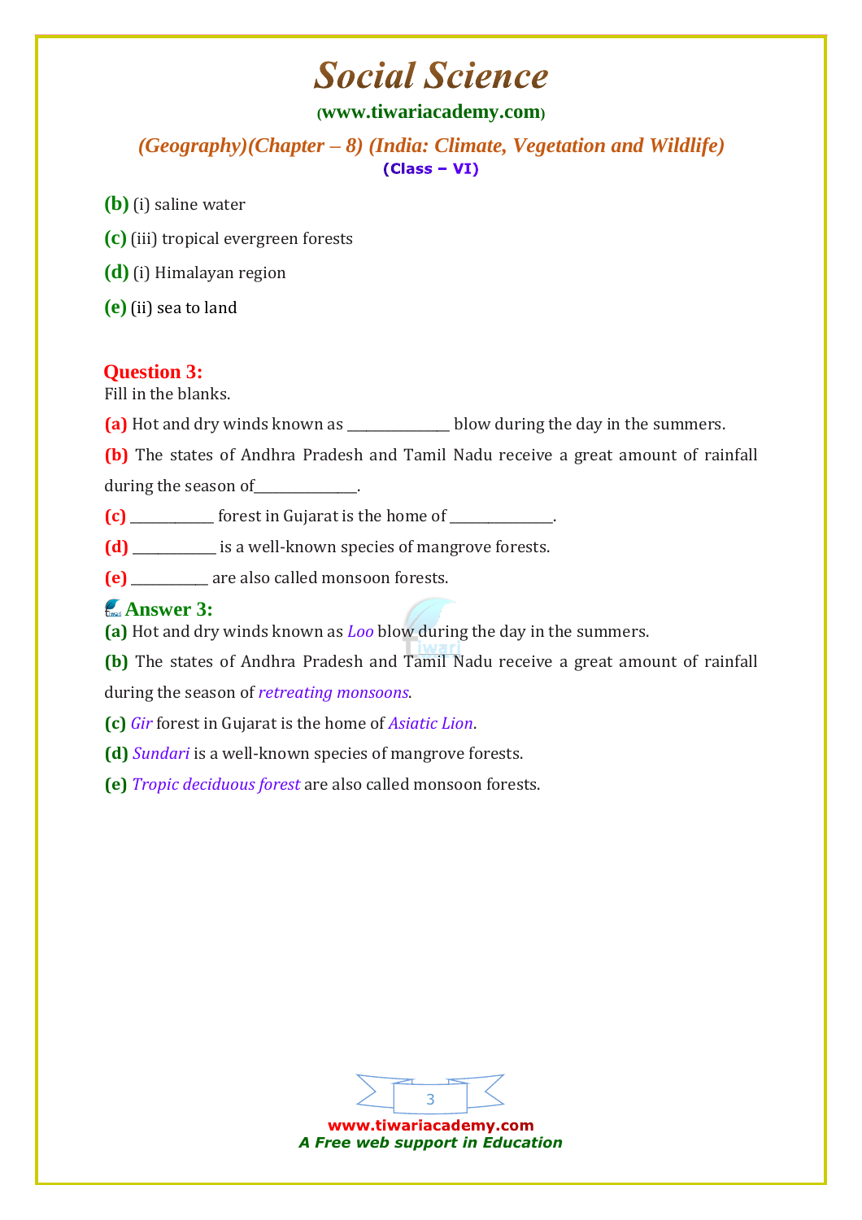**(b)** (i) saline water

**(c)** (iii) tropical evergreen forests

**(d)** (i) Himalayan region

**(e)** (ii) sea to land

## Question 3:

Fill in the blanks.

**(a)** Hot and dry winds known as _______________ blow during the day in the summers.

**(b)** The states of Andhra Pradesh and Tamil Nadu receive a great amount of rainfall during the season of_______________.

**(c)** ____________ forest in Gujarat is the home of _______________.

**(d)** ____________ is a well-known species of mangrove forests.

**(e)** ___________ are also called monsoon forests.

## Answer 3:

**(a)** Hot and dry winds known as *Loo* blow during the day in the summers.

**(b)** The states of Andhra Pradesh and Tamil Nadu receive a great amount of rainfall during the season of *retreating monsoons*.

**(c)** *Gir* forest in Gujarat is the home of *Asiatic Lion*.

**(d)** *Sundari* is a well-known species of mangrove forests.

**(e)** *Tropic deciduous forest* are also called monsoon forests.